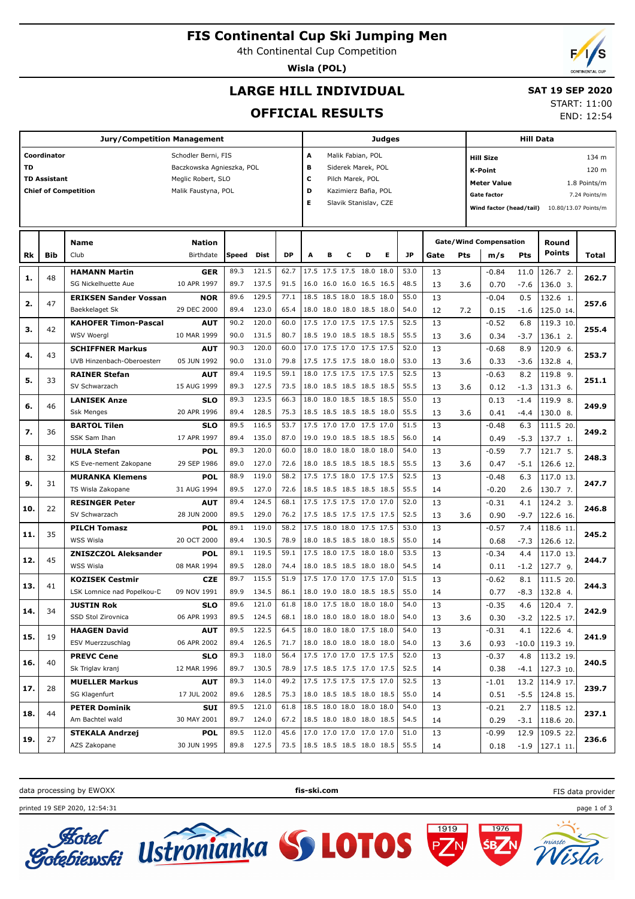# FIS Continental Cup Ski Jumping Men

4th Continental Cup Competition

**Wisla (POL)**

## LARGE HILL INDIVIDUAL

## OFFICIAL RESULTS

**SAT 19 SEP 2020**

START: 11:00

END: 12:54

| Jury/Competition Management | |
|---|---|
| Coordinator | Schodler Berni, FIS |
| TD | Baczkowska Agnieszka, POL |
| TD Assistant | Meglic Robert, SLO |
| Chief of Competition | Malik Faustyna, POL |

| Judges | |
|---|---|
| A | Malik Fabian, POL |
| B | Siderek Marek, POL |
| C | Pilch Marek, POL |
| D | Kazimierz Bafia, POL |
| E | Slavik Stanislav, CZE |

| Hill Data | |
|---|---|
| Hill Size | 134 m |
| K-Point | 120 m |
| Meter Value | 1.8 Points/m |
| Gate factor | 7.24 Points/m |
| Wind factor (head/tail) | 10.80/13.07 Points/m |

| Rk | Bib | Name / Club | Nation / Birthdate | Speed | Dist | DP | A | B | C | D | E | JP | Gate | Pts | m/s | Pts | Round Points | Total |
|---|---|---|---|---|---|---|---|---|---|---|---|---|---|---|---|---|---|---|
| 1. | 48 | **HAMANN Martin** | **GER** | 89.3 | 121.5 | 62.7 | 17.5 | 17.5 | 17.5 | 18.0 | 18.0 | 53.0 | 13 | | -0.84 | 11.0 | 126.7 2. | 262.7 |
| | | SG Nickelhuette Aue | 10 APR 1997 | 89.7 | 137.5 | 91.5 | 16.0 | 16.0 | 16.0 | 16.5 | 16.5 | 48.5 | 13 | 3.6 | 0.70 | -7.6 | 136.0 3. | |
| 2. | 47 | **ERIKSEN Sander Vossan** | **NOR** | 89.6 | 129.5 | 77.1 | 18.5 | 18.5 | 18.0 | 18.5 | 18.0 | 55.0 | 13 | | -0.04 | 0.5 | 132.6 1. | 257.6 |
| | | Baekkelaget Sk | 29 DEC 2000 | 89.4 | 123.0 | 65.4 | 18.0 | 18.0 | 18.0 | 18.5 | 18.0 | 54.0 | 12 | 7.2 | 0.15 | -1.6 | 125.0 14. | |
| 3. | 42 | **KAHOFER Timon-Pascal** | **AUT** | 90.2 | 120.0 | 60.0 | 17.5 | 17.0 | 17.5 | 17.5 | 17.5 | 52.5 | 13 | | -0.52 | 6.8 | 119.3 10. | 255.4 |
| | | WSV Woergl | 10 MAR 1999 | 90.0 | 131.5 | 80.7 | 18.5 | 19.0 | 18.5 | 18.5 | 18.5 | 55.5 | 13 | 3.6 | 0.34 | -3.7 | 136.1 2. | |
| 4. | 43 | **SCHIFFNER Markus** | **AUT** | 90.3 | 120.0 | 60.0 | 17.0 | 17.5 | 17.0 | 17.5 | 17.5 | 52.0 | 13 | | -0.68 | 8.9 | 120.9 6. | 253.7 |
| | | UVB Hinzenbach-Oberoesterr | 05 JUN 1992 | 90.0 | 131.0 | 79.8 | 17.5 | 17.5 | 17.5 | 18.0 | 18.0 | 53.0 | 13 | 3.6 | 0.33 | -3.6 | 132.8 4. | |
| 5. | 33 | **RAINER Stefan** | **AUT** | 89.4 | 119.5 | 59.1 | 18.0 | 17.5 | 17.5 | 17.5 | 17.5 | 52.5 | 13 | | -0.63 | 8.2 | 119.8 9. | 251.1 |
| | | SV Schwarzach | 15 AUG 1999 | 89.3 | 127.5 | 73.5 | 18.0 | 18.5 | 18.5 | 18.5 | 18.5 | 55.5 | 13 | 3.6 | 0.12 | -1.3 | 131.3 6. | |
| 6. | 46 | **LANISEK Anze** | **SLO** | 89.3 | 123.5 | 66.3 | 18.0 | 18.0 | 18.5 | 18.5 | 18.5 | 55.0 | 13 | | 0.13 | -1.4 | 119.9 8. | 249.9 |
| | | Ssk Menges | 20 APR 1996 | 89.4 | 128.5 | 75.3 | 18.5 | 18.5 | 18.5 | 18.5 | 18.0 | 55.5 | 13 | 3.6 | 0.41 | -4.4 | 130.0 8. | |
| 7. | 36 | **BARTOL Tilen** | **SLO** | 89.5 | 116.5 | 53.7 | 17.5 | 17.0 | 17.0 | 17.5 | 17.0 | 51.5 | 13 | | -0.48 | 6.3 | 111.5 20. | 249.2 |
| | | SSK Sam Ihan | 17 APR 1997 | 89.4 | 135.0 | 87.0 | 19.0 | 19.0 | 18.5 | 18.5 | 18.5 | 56.0 | 14 | | 0.49 | -5.3 | 137.7 1. | |
| 8. | 32 | **HULA Stefan** | **POL** | 89.3 | 120.0 | 60.0 | 18.0 | 18.0 | 18.0 | 18.0 | 18.0 | 54.0 | 13 | | -0.59 | 7.7 | 121.7 5. | 248.3 |
| | | KS Eve-nement Zakopane | 29 SEP 1986 | 89.0 | 127.0 | 72.6 | 18.0 | 18.5 | 18.5 | 18.5 | 18.5 | 55.5 | 13 | 3.6 | 0.47 | -5.1 | 126.6 12. | |
| 9. | 31 | **MURANKA Klemens** | **POL** | 88.9 | 119.0 | 58.2 | 17.5 | 17.5 | 18.0 | 17.5 | 17.5 | 52.5 | 13 | | -0.48 | 6.3 | 117.0 13. | 247.7 |
| | | TS Wisla Zakopane | 31 AUG 1994 | 89.5 | 127.0 | 72.6 | 18.5 | 18.5 | 18.5 | 18.5 | 18.5 | 55.5 | 14 | | -0.20 | 2.6 | 130.7 7. | |
| 10. | 22 | **RESINGER Peter** | **AUT** | 89.4 | 124.5 | 68.1 | 17.5 | 17.5 | 17.5 | 17.0 | 17.0 | 52.0 | 13 | | -0.31 | 4.1 | 124.2 3. | 246.8 |
| | | SV Schwarzach | 28 JUN 2000 | 89.5 | 129.0 | 76.2 | 17.5 | 18.5 | 17.5 | 17.5 | 17.5 | 52.5 | 13 | 3.6 | 0.90 | -9.7 | 122.6 16. | |
| 11. | 35 | **PILCH Tomasz** | **POL** | 89.1 | 119.0 | 58.2 | 17.5 | 18.0 | 18.0 | 17.5 | 17.5 | 53.0 | 13 | | -0.57 | 7.4 | 118.6 11. | 245.2 |
| | | WSS Wisla | 20 OCT 2000 | 89.4 | 130.5 | 78.9 | 18.0 | 18.5 | 18.5 | 18.0 | 18.5 | 55.0 | 14 | | 0.68 | -7.3 | 126.6 12. | |
| 12. | 45 | **ZNISZCZOL Aleksander** | **POL** | 89.1 | 119.5 | 59.1 | 17.5 | 18.0 | 17.5 | 18.0 | 18.0 | 53.5 | 13 | | -0.34 | 4.4 | 117.0 13. | 244.7 |
| | | WSS Wisla | 08 MAR 1994 | 89.5 | 128.0 | 74.4 | 18.0 | 18.5 | 18.5 | 18.0 | 18.0 | 54.5 | 14 | | 0.11 | -1.2 | 127.7 9. | |
| 13. | 41 | **KOZISEK Cestmir** | **CZE** | 89.7 | 115.5 | 51.9 | 17.5 | 17.0 | 17.0 | 17.5 | 17.0 | 51.5 | 13 | | -0.62 | 8.1 | 111.5 20. | 244.3 |
| | | LSK Lomnice nad Popelkou-D | 09 NOV 1991 | 89.9 | 134.5 | 86.1 | 18.0 | 19.0 | 18.0 | 18.5 | 18.5 | 55.0 | 14 | | 0.77 | -8.3 | 132.8 4. | |
| 14. | 34 | **JUSTIN Rok** | **SLO** | 89.6 | 121.0 | 61.8 | 18.0 | 17.5 | 18.0 | 18.0 | 18.0 | 54.0 | 13 | | -0.35 | 4.6 | 120.4 7. | 242.9 |
| | | SSD Stol Zirovnica | 06 APR 1993 | 89.5 | 124.5 | 68.1 | 18.0 | 18.0 | 18.0 | 18.0 | 18.0 | 54.0 | 13 | 3.6 | 0.30 | -3.2 | 122.5 17. | |
| 15. | 19 | **HAAGEN David** | **AUT** | 89.5 | 122.5 | 64.5 | 18.0 | 18.0 | 18.0 | 17.5 | 18.0 | 54.0 | 13 | | -0.31 | 4.1 | 122.6 4. | 241.9 |
| | | ESV Muerzzuschlag | 06 APR 2002 | 89.4 | 126.5 | 71.7 | 18.0 | 18.0 | 18.0 | 18.0 | 18.0 | 54.0 | 13 | 3.6 | 0.93 | -10.0 | 119.3 19. | |
| 16. | 40 | **PREVC Cene** | **SLO** | 89.3 | 118.0 | 56.4 | 17.5 | 17.0 | 17.5 | 17.5 | 17.5 | 52.0 | 13 | | -0.37 | 4.8 | 113.2 19. | 240.5 |
| | | Sk Triglav kranj | 12 MAR 1996 | 89.7 | 130.5 | 78.9 | 17.5 | 18.5 | 17.5 | 17.0 | 17.5 | 52.5 | 14 | | 0.38 | -4.1 | 127.3 10. | |
| 17. | 28 | **MUELLER Markus** | **AUT** | 89.3 | 114.0 | 49.2 | 17.5 | 17.5 | 17.5 | 17.5 | 17.0 | 52.5 | 13 | | -1.01 | 13.2 | 114.9 17. | 239.7 |
| | | SG Klagenfurt | 17 JUL 2002 | 89.6 | 128.5 | 75.3 | 18.0 | 18.5 | 18.5 | 18.0 | 18.5 | 55.0 | 14 | | 0.51 | -5.5 | 124.8 15. | |
| 18. | 44 | **PETER Dominik** | **SUI** | 89.5 | 121.0 | 61.8 | 18.5 | 18.0 | 18.0 | 18.0 | 18.0 | 54.0 | 13 | | -0.21 | 2.7 | 118.5 12. | 237.1 |
| | | Am Bachtel wald | 30 MAY 2001 | 89.7 | 124.0 | 67.2 | 18.5 | 18.0 | 18.0 | 18.0 | 18.5 | 54.5 | 14 | | 0.29 | -3.1 | 118.6 20. | |
| 19. | 27 | **STEKALA Andrzej** | **POL** | 89.5 | 112.0 | 45.6 | 17.0 | 17.0 | 17.0 | 17.0 | 17.0 | 51.0 | 13 | | -0.99 | 12.9 | 109.5 22. | 236.6 |
| | | AZS Zakopane | 30 JUN 1995 | 89.8 | 127.5 | 73.5 | 18.5 | 18.5 | 18.5 | 18.0 | 18.5 | 55.5 | 14 | | 0.18 | -1.9 | 127.1 11. | |

data processing by EWOXX | fis-ski.com | FIS data provider

printed 19 SEP 2020, 12:54:31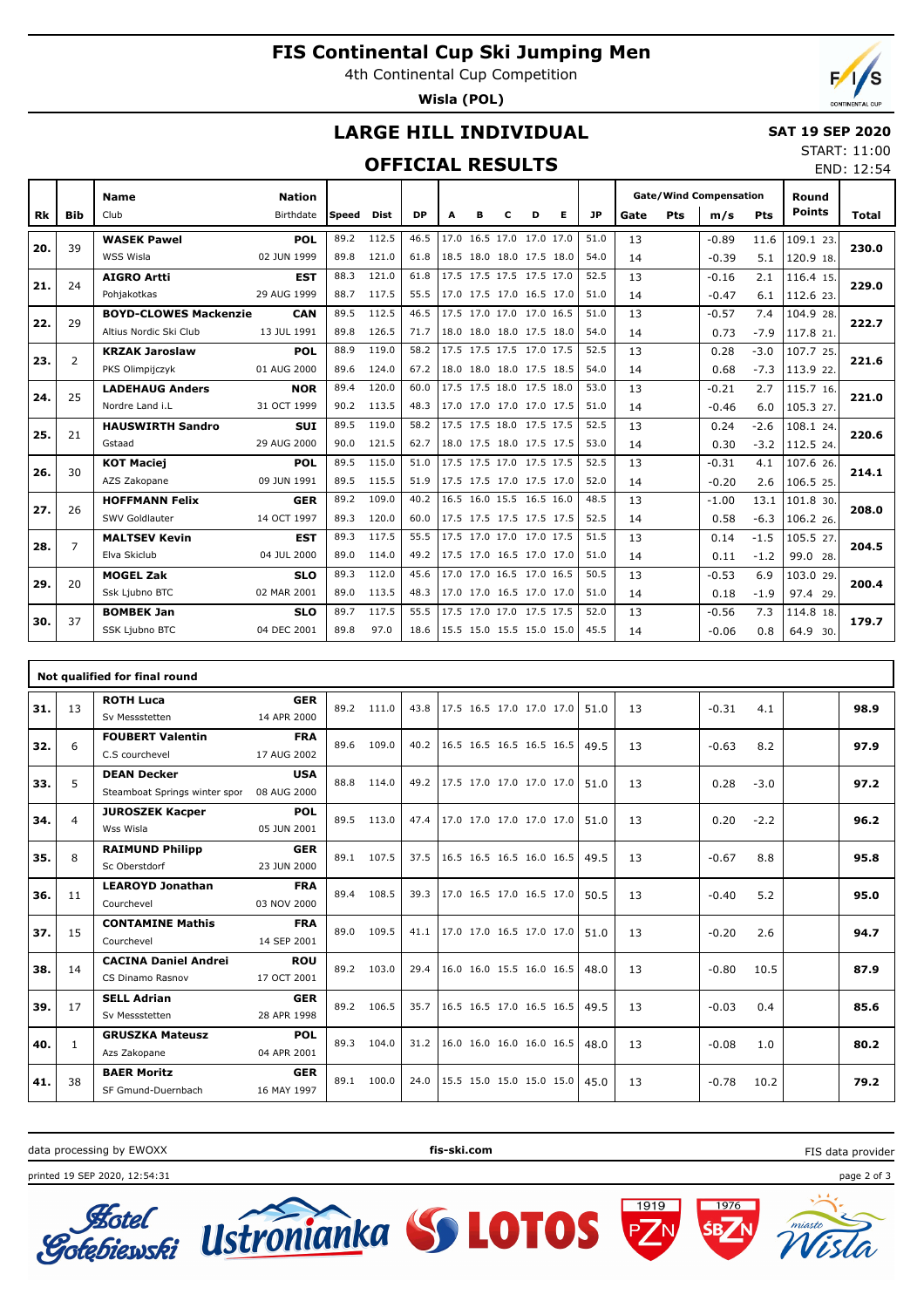# FIS Continental Cup Ski Jumping Men

4th Continental Cup Competition

**Wisla (POL)**

## LARGE HILL INDIVIDUAL

**SAT 19 SEP 2020**

START: 11:00

END: 12:54

## OFFICIAL RESULTS

| Rk | Bib | Name / Club | Nation / Birthdate | Speed | Dist | DP | A | B | C | D | E | JP | Gate | Pts | m/s | Pts | Round Points | Total |
|---|---|---|---|---|---|---|---|---|---|---|---|---|---|---|---|---|---|---|
| 20. | 39 | **WASEK Pawel** | **POL** | 89.2 | 112.5 | 46.5 | 17.0 | 16.5 | 17.0 | 17.0 | 17.0 | 51.0 | 13 | | -0.89 | 11.6 | 109.1 23. | **230.0** |
| | | WSS Wisla | 02 JUN 1999 | 89.8 | 121.0 | 61.8 | 18.5 | 18.0 | 18.0 | 17.5 | 18.0 | 54.0 | 14 | | -0.39 | 5.1 | 120.9 18. | |
| 21. | 24 | **AIGRO Artti** | **EST** | 88.3 | 121.0 | 61.8 | 17.5 | 17.5 | 17.5 | 17.5 | 17.0 | 52.5 | 13 | | -0.16 | 2.1 | 116.4 15. | **229.0** |
| | | Pohjakotkas | 29 AUG 1999 | 88.7 | 117.5 | 55.5 | 17.0 | 17.5 | 17.0 | 16.5 | 17.0 | 51.0 | 14 | | -0.47 | 6.1 | 112.6 23. | |
| 22. | 29 | **BOYD-CLOWES Mackenzie** | **CAN** | 89.5 | 112.5 | 46.5 | 17.5 | 17.0 | 17.0 | 17.0 | 16.5 | 51.0 | 13 | | -0.57 | 7.4 | 104.9 28. | **222.7** |
| | | Altius Nordic Ski Club | 13 JUL 1991 | 89.8 | 126.5 | 71.7 | 18.0 | 18.0 | 18.0 | 17.5 | 18.0 | 54.0 | 14 | | 0.73 | -7.9 | 117.8 21. | |
| 23. | 2 | **KRZAK Jaroslaw** | **POL** | 88.9 | 119.0 | 58.2 | 17.5 | 17.5 | 17.5 | 17.0 | 17.5 | 52.5 | 13 | | 0.28 | -3.0 | 107.7 25. | **221.6** |
| | | PKS Olimpijczyk | 01 AUG 2000 | 89.6 | 124.0 | 67.2 | 18.0 | 18.0 | 18.0 | 17.5 | 18.5 | 54.0 | 14 | | 0.68 | -7.3 | 113.9 22. | |
| 24. | 25 | **LADEHAUG Anders** | **NOR** | 89.4 | 120.0 | 60.0 | 17.5 | 17.5 | 18.0 | 17.5 | 18.0 | 53.0 | 13 | | -0.21 | 2.7 | 115.7 16. | **221.0** |
| | | Nordre Land i.L | 31 OCT 1999 | 90.2 | 113.5 | 48.3 | 17.0 | 17.0 | 17.0 | 17.0 | 17.5 | 51.0 | 14 | | -0.46 | 6.0 | 105.3 27. | |
| 25. | 21 | **HAUSWIRTH Sandro** | **SUI** | 89.5 | 119.0 | 58.2 | 17.5 | 17.5 | 18.0 | 17.5 | 17.5 | 52.5 | 13 | | 0.24 | -2.6 | 108.1 24. | **220.6** |
| | | Gstaad | 29 AUG 2000 | 90.0 | 121.5 | 62.7 | 18.0 | 17.5 | 18.0 | 17.5 | 17.5 | 53.0 | 14 | | 0.30 | -3.2 | 112.5 24. | |
| 26. | 30 | **KOT Maciej** | **POL** | 89.5 | 115.0 | 51.0 | 17.5 | 17.5 | 17.0 | 17.5 | 17.5 | 52.5 | 13 | | -0.31 | 4.1 | 107.6 26. | **214.1** |
| | | AZS Zakopane | 09 JUN 1991 | 89.5 | 115.5 | 51.9 | 17.5 | 17.5 | 17.0 | 17.5 | 17.0 | 52.0 | 14 | | -0.20 | 2.6 | 106.5 25. | |
| 27. | 26 | **HOFFMANN Felix** | **GER** | 89.2 | 109.0 | 40.2 | 16.5 | 16.0 | 15.5 | 16.5 | 16.0 | 48.5 | 13 | | -1.00 | 13.1 | 101.8 30. | **208.0** |
| | | SWV Goldlauter | 14 OCT 1997 | 89.3 | 120.0 | 60.0 | 17.5 | 17.5 | 17.5 | 17.5 | 17.5 | 52.5 | 14 | | 0.58 | -6.3 | 106.2 26. | |
| 28. | 7 | **MALTSEV Kevin** | **EST** | 89.3 | 117.5 | 55.5 | 17.5 | 17.0 | 17.0 | 17.0 | 17.5 | 51.5 | 13 | | 0.14 | -1.5 | 105.5 27. | **204.5** |
| | | Elva Skiclub | 04 JUL 2000 | 89.0 | 114.0 | 49.2 | 17.5 | 17.0 | 16.5 | 17.0 | 17.0 | 51.0 | 14 | | 0.11 | -1.2 | 99.0 28. | |
| 29. | 20 | **MOGEL Zak** | **SLO** | 89.3 | 112.0 | 45.6 | 17.0 | 17.0 | 16.5 | 17.0 | 16.5 | 50.5 | 13 | | -0.53 | 6.9 | 103.0 29. | **200.4** |
| | | Ssk Ljubno BTC | 02 MAR 2001 | 89.0 | 113.5 | 48.3 | 17.0 | 17.0 | 16.5 | 17.0 | 17.0 | 51.0 | 14 | | 0.18 | -1.9 | 97.4 29. | |
| 30. | 37 | **BOMBEK Jan** | **SLO** | 89.7 | 117.5 | 55.5 | 17.5 | 17.0 | 17.0 | 17.5 | 17.5 | 52.0 | 13 | | -0.56 | 7.3 | 114.8 18. | **179.7** |
| | | SSK Ljubno BTC | 04 DEC 2001 | 89.8 | 97.0 | 18.6 | 15.5 | 15.0 | 15.5 | 15.0 | 15.0 | 45.5 | 14 | | -0.06 | 0.8 | 64.9 30. | |

### Not qualified for final round

| Rk | Bib | Name / Club | Nation / Birthdate | Speed | Dist | DP | A | B | C | D | E | JP | Gate | Pts | m/s | Pts | Round Points | Total |
|---|---|---|---|---|---|---|---|---|---|---|---|---|---|---|---|---|---|---|
| 31. | 13 | **ROTH Luca** / Sv Messstetten | **GER** / 14 APR 2000 | 89.2 | 111.0 | 43.8 | 17.5 | 16.5 | 17.0 | 17.0 | 17.0 | 51.0 | 13 | | -0.31 | 4.1 | | **98.9** |
| 32. | 6 | **FOUBERT Valentin** / C.S courchevel | **FRA** / 17 AUG 2002 | 89.6 | 109.0 | 40.2 | 16.5 | 16.5 | 16.5 | 16.5 | 16.5 | 49.5 | 13 | | -0.63 | 8.2 | | **97.9** |
| 33. | 5 | **DEAN Decker** / Steamboat Springs winter spor | **USA** / 08 AUG 2000 | 88.8 | 114.0 | 49.2 | 17.5 | 17.0 | 17.0 | 17.0 | 17.0 | 51.0 | 13 | | 0.28 | -3.0 | | **97.2** |
| 34. | 4 | **JUROSZEK Kacper** / Wss Wisla | **POL** / 05 JUN 2001 | 89.5 | 113.0 | 47.4 | 17.0 | 17.0 | 17.0 | 17.0 | 17.0 | 51.0 | 13 | | 0.20 | -2.2 | | **96.2** |
| 35. | 8 | **RAIMUND Philipp** / Sc Oberstdorf | **GER** / 23 JUN 2000 | 89.1 | 107.5 | 37.5 | 16.5 | 16.5 | 16.5 | 16.0 | 16.5 | 49.5 | 13 | | -0.67 | 8.8 | | **95.8** |
| 36. | 11 | **LEAROYD Jonathan** / Courchevel | **FRA** / 03 NOV 2000 | 89.4 | 108.5 | 39.3 | 17.0 | 16.5 | 17.0 | 16.5 | 17.0 | 50.5 | 13 | | -0.40 | 5.2 | | **95.0** |
| 37. | 15 | **CONTAMINE Mathis** / Courchevel | **FRA** / 14 SEP 2001 | 89.0 | 109.5 | 41.1 | 17.0 | 17.0 | 16.5 | 17.0 | 17.0 | 51.0 | 13 | | -0.20 | 2.6 | | **94.7** |
| 38. | 14 | **CACINA Daniel Andrei** / CS Dinamo Rasnov | **ROU** / 17 OCT 2001 | 89.2 | 103.0 | 29.4 | 16.0 | 16.0 | 15.5 | 16.0 | 16.5 | 48.0 | 13 | | -0.80 | 10.5 | | **87.9** |
| 39. | 17 | **SELL Adrian** / Sv Messstetten | **GER** / 28 APR 1998 | 89.2 | 106.5 | 35.7 | 16.5 | 16.5 | 17.0 | 16.5 | 16.5 | 49.5 | 13 | | -0.03 | 0.4 | | **85.6** |
| 40. | 1 | **GRUSZKA Mateusz** / Azs Zakopane | **POL** / 04 APR 2001 | 89.3 | 104.0 | 31.2 | 16.0 | 16.0 | 16.0 | 16.0 | 16.5 | 48.0 | 13 | | -0.08 | 1.0 | | **80.2** |
| 41. | 38 | **BAER Moritz** / SF Gmund-Duernbach | **GER** / 16 MAY 1997 | 89.1 | 100.0 | 24.0 | 15.5 | 15.0 | 15.0 | 15.0 | 15.0 | 45.0 | 13 | | -0.78 | 10.2 | | **79.2** |

data processing by EWOXX — **fis-ski.com** — FIS data provider

printed 19 SEP 2020, 12:54:31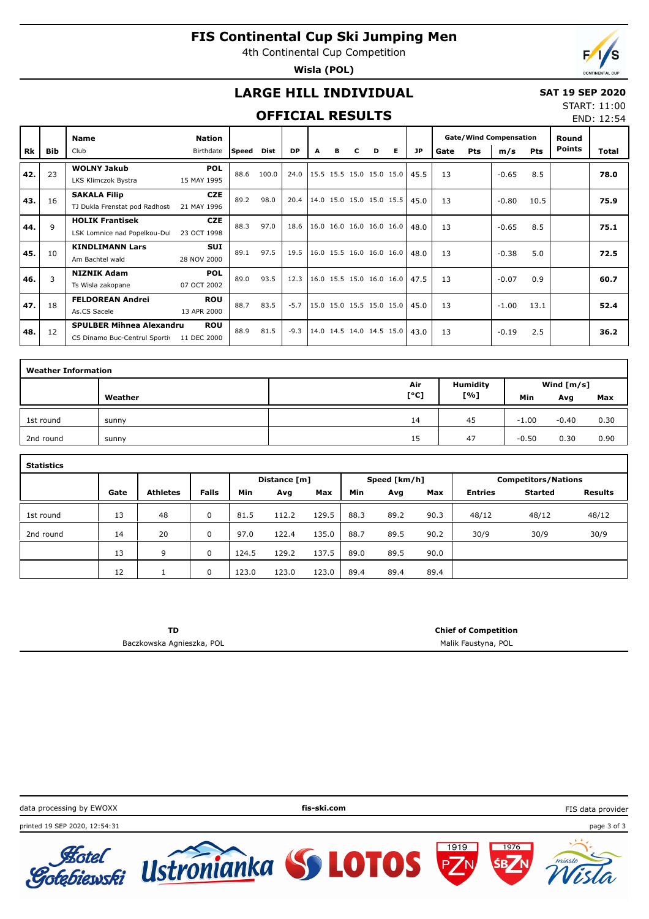# FIS Continental Cup Ski Jumping Men

4th Continental Cup Competition

**Wisla (POL)**

## LARGE HILL INDIVIDUAL

**SAT 19 SEP 2020**

START: 11:00

END: 12:54

## OFFICIAL RESULTS

| Rk | Bib | Name / Club | Nation / Birthdate | Speed | Dist | DP | A | B | C | D | E | JP | Gate | Pts | m/s | Pts | Round Points | Total |
|---|---|---|---|---|---|---|---|---|---|---|---|---|---|---|---|---|---|---|
| 42. | 23 | **WOLNY Jakub** LKS Klimczok Bystra | **POL** 15 MAY 1995 | 88.6 | 100.0 | 24.0 | 15.5 | 15.5 | 15.0 | 15.0 | 15.0 | 45.5 | 13 | | -0.65 | 8.5 | | **78.0** |
| 43. | 16 | **SAKALA Filip** TJ Dukla Frenstat pod Radhost | **CZE** 21 MAY 1996 | 89.2 | 98.0 | 20.4 | 14.0 | 15.0 | 15.0 | 15.0 | 15.5 | 45.0 | 13 | | -0.80 | 10.5 | | **75.9** |
| 44. | 9 | **HOLIK Frantisek** LSK Lomnice nad Popelkou-Dul | **CZE** 23 OCT 1998 | 88.3 | 97.0 | 18.6 | 16.0 | 16.0 | 16.0 | 16.0 | 16.0 | 48.0 | 13 | | -0.65 | 8.5 | | **75.1** |
| 45. | 10 | **KINDLIMANN Lars** Am Bachtel wald | **SUI** 28 NOV 2000 | 89.1 | 97.5 | 19.5 | 16.0 | 15.5 | 16.0 | 16.0 | 16.0 | 48.0 | 13 | | -0.38 | 5.0 | | **72.5** |
| 46. | 3 | **NIZNIK Adam** Ts Wisla zakopane | **POL** 07 OCT 2002 | 89.0 | 93.5 | 12.3 | 16.0 | 15.5 | 15.0 | 16.0 | 16.0 | 47.5 | 13 | | -0.07 | 0.9 | | **60.7** |
| 47. | 18 | **FELDOREAN Andrei** As.CS Sacele | **ROU** 13 APR 2000 | 88.7 | 83.5 | -5.7 | 15.0 | 15.0 | 15.5 | 15.0 | 15.0 | 45.0 | 13 | | -1.00 | 13.1 | | **52.4** |
| 48. | 12 | **SPULBER Mihnea Alexandru** CS Dinamo Buc-Central Sportiv | **ROU** 11 DEC 2000 | 88.9 | 81.5 | -9.3 | 14.0 | 14.5 | 14.0 | 14.5 | 15.0 | 43.0 | 13 | | -0.19 | 2.5 | | **36.2** |

### Weather Information

| | Weather | Air [°C] | Humidity [%] | Wind [m/s] Min | Avg | Max |
|---|---|---|---|---|---|---|
| 1st round | sunny | 14 | 45 | -1.00 | -0.40 | 0.30 |
| 2nd round | sunny | 15 | 47 | -0.50 | 0.30 | 0.90 |

### Statistics

| | Gate | Athletes | Falls | Distance [m] Min | Avg | Max | Speed [km/h] Min | Avg | Max | Competitors/Nations Entries | Started | Results |
|---|---|---|---|---|---|---|---|---|---|---|---|---|
| 1st round | 13 | 48 | 0 | 81.5 | 112.2 | 129.5 | 88.3 | 89.2 | 90.3 | 48/12 | 48/12 | 48/12 |
| 2nd round | 14 | 20 | 0 | 97.0 | 122.4 | 135.0 | 88.7 | 89.5 | 90.2 | 30/9 | 30/9 | 30/9 |
| | 13 | 9 | 0 | 124.5 | 129.2 | 137.5 | 89.0 | 89.5 | 90.0 | | | |
| | 12 | 1 | 0 | 123.0 | 123.0 | 123.0 | 89.4 | 89.4 | 89.4 | | | |

**TD**
Baczkowska Agnieszka, POL

**Chief of Competition**
Malik Faustyna, POL

data processing by EWOXX — **fis-ski.com** — FIS data provider

printed 19 SEP 2020, 12:54:31